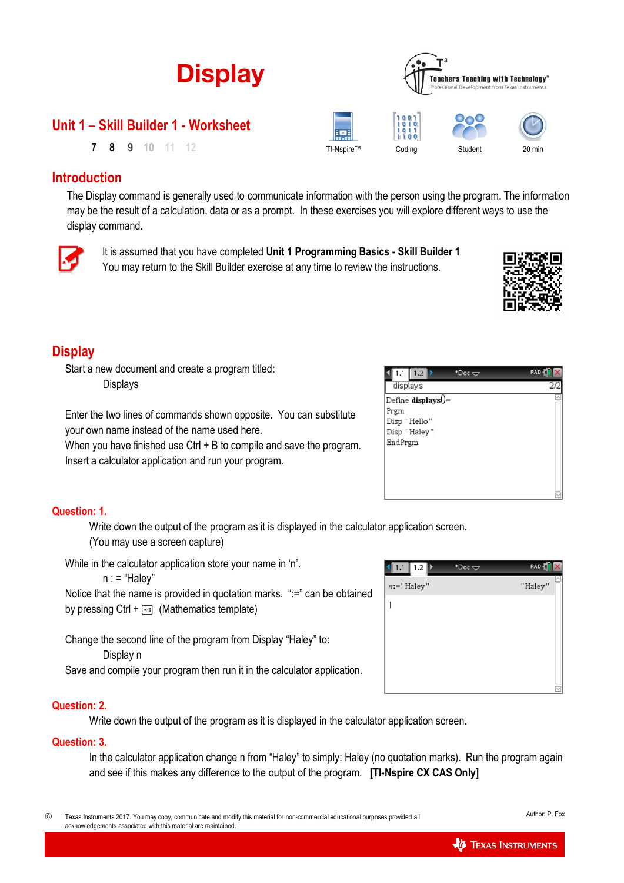# Display

## Unit 1 – Skill Builder 1 - Worksheet

7 8 9 10 11 12

TI-Nspire™ Coding Student 20 min

## Introduction

The Display command is generally used to communicate information with the person using the program. The information may be the result of a calculation, data or as a prompt. In these exercises you will explore different ways to use the display command.

It is assumed that you have completed **Unit 1 Programming Basics - Skill Builder 1**
You may return to the Skill Builder exercise at any time to review the instructions.

## Display

Start a new document and create a program titled:

Displays

Enter the two lines of commands shown opposite. You can substitute your own name instead of the name used here.
When you have finished use Ctrl + B to compile and save the program.
Insert a calculator application and run your program.

```
Define displays()=
Prgm
Disp "Hello"
Disp "Haley"
EndPrgm
```

### Question: 1.

Write down the output of the program as it is displayed in the calculator application screen.
(You may use a screen capture)

While in the calculator application store your name in 'n'.

n : = "Haley"

Notice that the name is provided in quotation marks. ":=" can be obtained by pressing Ctrl + (Mathematics template)

```
n:="Haley"          "Haley"
```

Change the second line of the program from Display "Haley" to:

Display n

Save and compile your program then run it in the calculator application.

### Question: 2.

Write down the output of the program as it is displayed in the calculator application screen.

### Question: 3.

In the calculator application change n from "Haley" to simply: Haley (no quotation marks). Run the program again and see if this makes any difference to the output of the program. **[TI-Nspire CX CAS Only]**

© Texas Instruments 2017. You may copy, communicate and modify this material for non-commercial educational purposes provided all acknowledgements associated with this material are maintained.

Author: P. Fox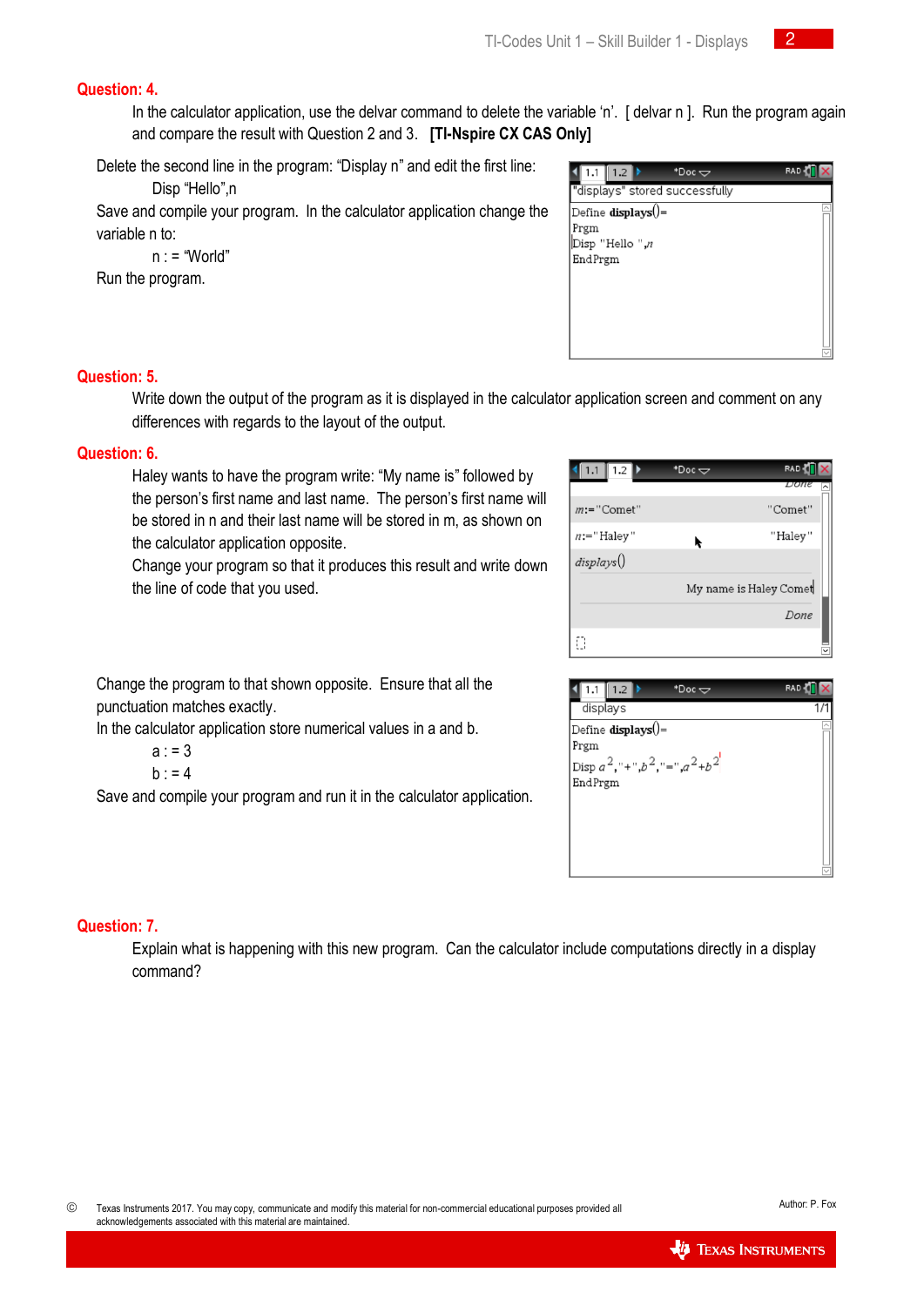**Question: 4.**

In the calculator application, use the delvar command to delete the variable 'n'. [ delvar n ]. Run the program again and compare the result with Question 2 and 3. **[TI-Nspire CX CAS Only]**

Delete the second line in the program: "Display n" and edit the first line:

Disp "Hello",n

Save and compile your program. In the calculator application change the variable n to:

n : = "World"

Run the program.

```
"displays" stored successfully
Define displays()=
Prgm
Disp "Hello ",n
EndPrgm
```

**Question: 5.**

Write down the output of the program as it is displayed in the calculator application screen and comment on any differences with regards to the layout of the output.

**Question: 6.**

Haley wants to have the program write: "My name is" followed by the person's first name and last name. The person's first name will be stored in n and their last name will be stored in m, as shown on the calculator application opposite.

Change your program so that it produces this result and write down the line of code that you used.

```
m:="Comet"                       "Comet"
n:="Haley"                       "Haley"
displays()
                  My name is Haley Comet
                                    Done
```

Change the program to that shown opposite. Ensure that all the punctuation matches exactly.

In the calculator application store numerical values in a and b.

a : = 3

b : = 4

Save and compile your program and run it in the calculator application.

```
Define displays()=
Prgm
Disp a^2,"+",b^2,"=",a^2+b^2
EndPrgm
```

**Question: 7.**

Explain what is happening with this new program. Can the calculator include computations directly in a display command?

© Texas Instruments 2017. You may copy, communicate and modify this material for non-commercial educational purposes provided all acknowledgements associated with this material are maintained.

Author: P. Fox